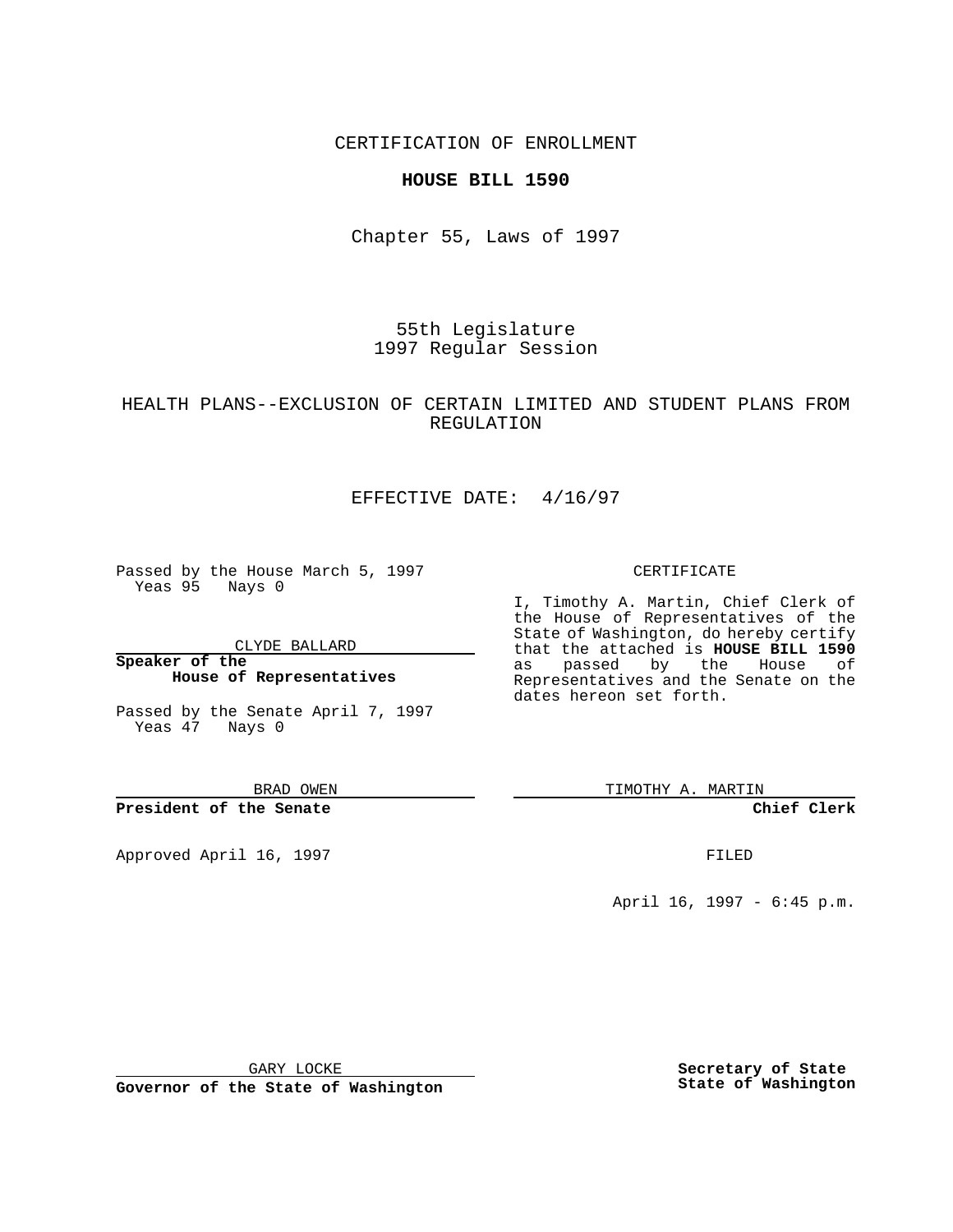CERTIFICATION OF ENROLLMENT

**HOUSE BILL 1590**

Chapter 55, Laws of 1997

55th Legislature
1997 Regular Session

HEALTH PLANS--EXCLUSION OF CERTAIN LIMITED AND STUDENT PLANS FROM REGULATION

EFFECTIVE DATE: 4/16/97

Passed by the House March 5, 1997
Yeas 95 Nays 0

CLYDE BALLARD

**Speaker of the House of Representatives**

Passed by the Senate April 7, 1997
Yeas 47 Nays 0

BRAD OWEN

**President of the Senate**

Approved April 16, 1997

GARY LOCKE

**Governor of the State of Washington**

CERTIFICATE

I, Timothy A. Martin, Chief Clerk of the House of Representatives of the State of Washington, do hereby certify that the attached is **HOUSE BILL 1590** as passed by the House of Representatives and the Senate on the dates hereon set forth.

TIMOTHY A. MARTIN

**Chief Clerk**

FILED

April 16, 1997 - 6:45 p.m.

**Secretary of State State of Washington**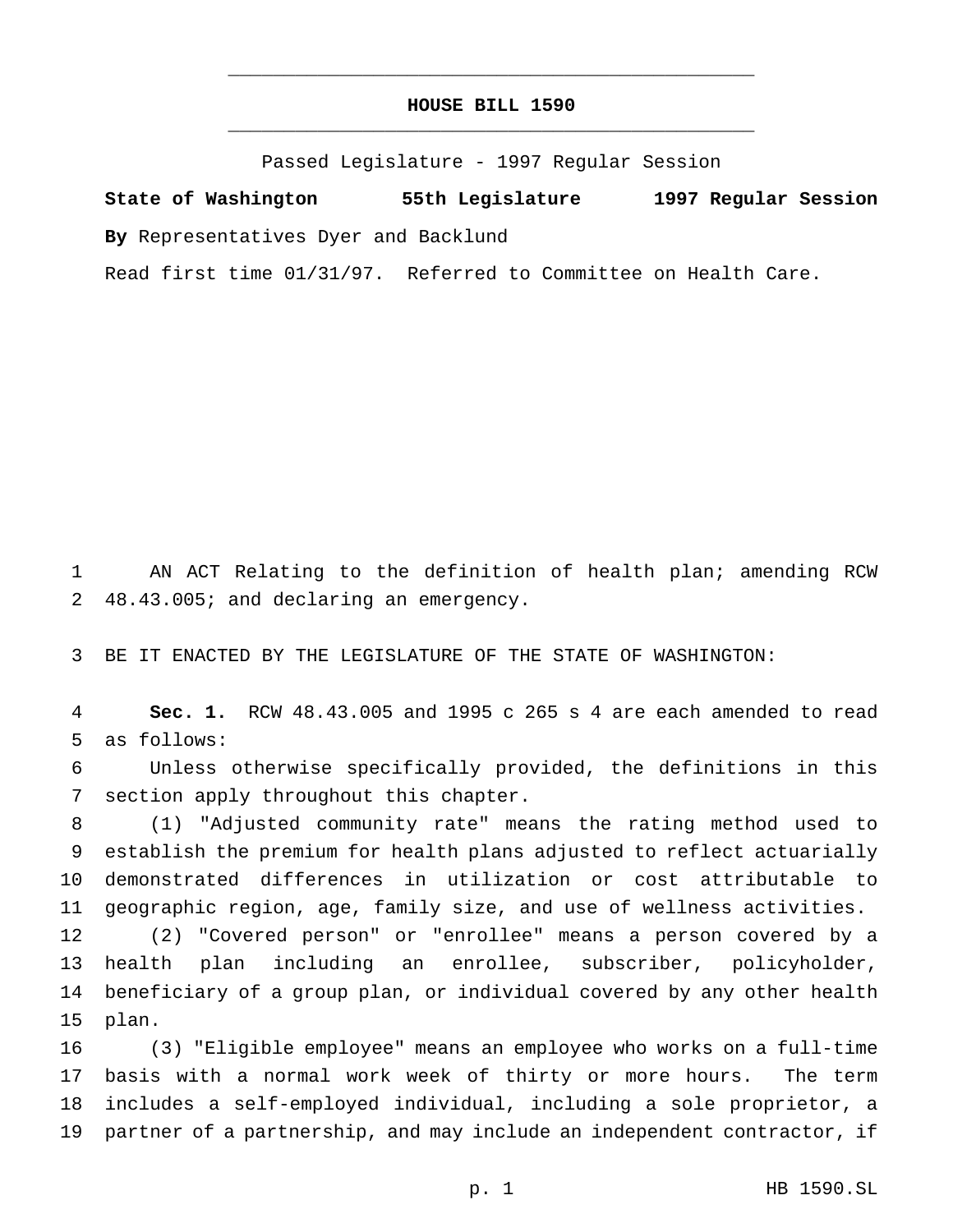# HOUSE BILL 1590

Passed Legislature - 1997 Regular Session

**State of Washington 55th Legislature 1997 Regular Session**

**By** Representatives Dyer and Backlund

Read first time 01/31/97. Referred to Committee on Health Care.

AN ACT Relating to the definition of health plan; amending RCW 48.43.005; and declaring an emergency.

BE IT ENACTED BY THE LEGISLATURE OF THE STATE OF WASHINGTON:

**Sec. 1.** RCW 48.43.005 and 1995 c 265 s 4 are each amended to read as follows:

Unless otherwise specifically provided, the definitions in this section apply throughout this chapter.

(1) "Adjusted community rate" means the rating method used to establish the premium for health plans adjusted to reflect actuarially demonstrated differences in utilization or cost attributable to geographic region, age, family size, and use of wellness activities.

(2) "Covered person" or "enrollee" means a person covered by a health plan including an enrollee, subscriber, policyholder, beneficiary of a group plan, or individual covered by any other health plan.

(3) "Eligible employee" means an employee who works on a full-time basis with a normal work week of thirty or more hours. The term includes a self-employed individual, including a sole proprietor, a partner of a partnership, and may include an independent contractor, if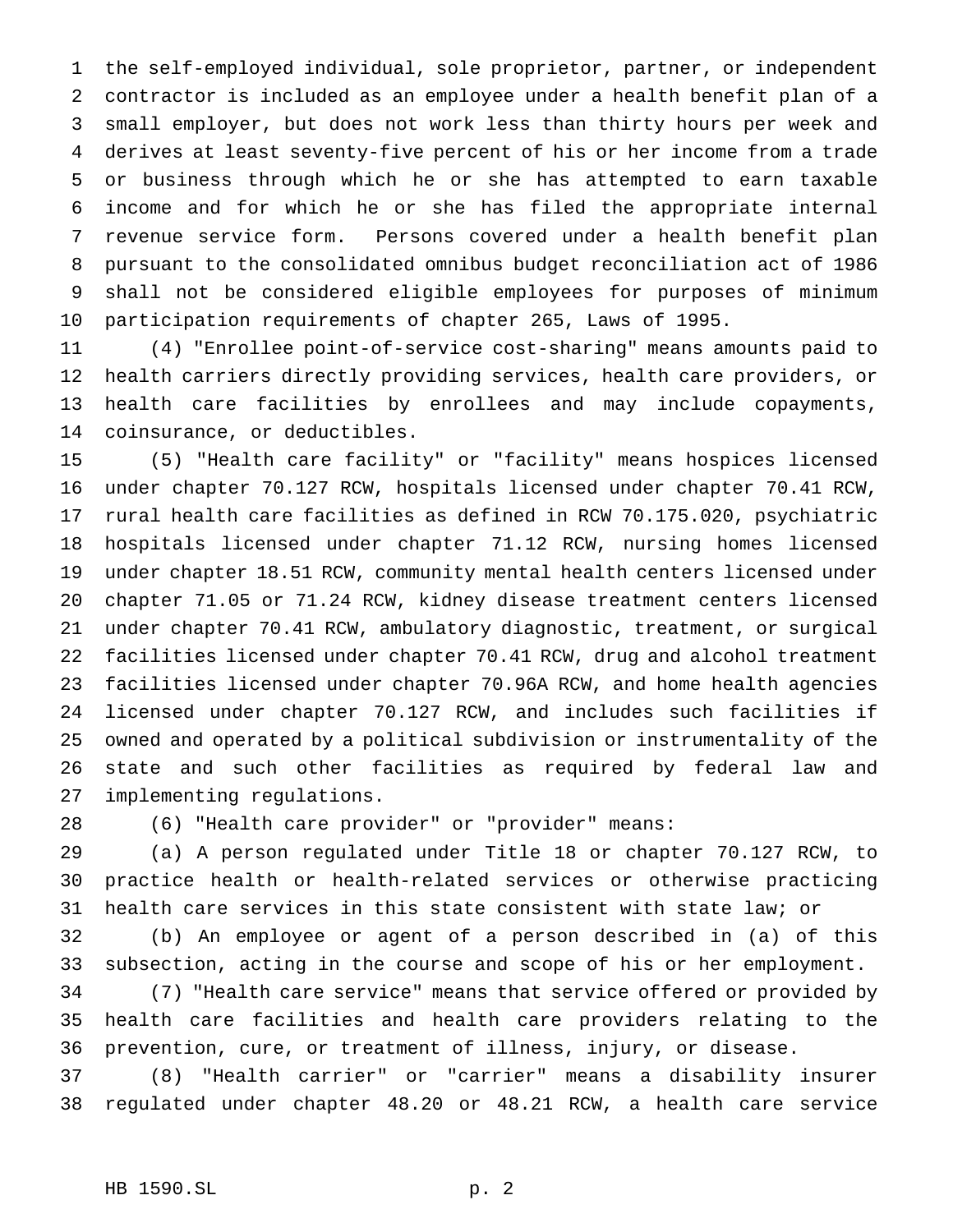the self-employed individual, sole proprietor, partner, or independent contractor is included as an employee under a health benefit plan of a small employer, but does not work less than thirty hours per week and derives at least seventy-five percent of his or her income from a trade or business through which he or she has attempted to earn taxable income and for which he or she has filed the appropriate internal revenue service form. Persons covered under a health benefit plan pursuant to the consolidated omnibus budget reconciliation act of 1986 shall not be considered eligible employees for purposes of minimum participation requirements of chapter 265, Laws of 1995.

(4) "Enrollee point-of-service cost-sharing" means amounts paid to health carriers directly providing services, health care providers, or health care facilities by enrollees and may include copayments, coinsurance, or deductibles.

(5) "Health care facility" or "facility" means hospices licensed under chapter 70.127 RCW, hospitals licensed under chapter 70.41 RCW, rural health care facilities as defined in RCW 70.175.020, psychiatric hospitals licensed under chapter 71.12 RCW, nursing homes licensed under chapter 18.51 RCW, community mental health centers licensed under chapter 71.05 or 71.24 RCW, kidney disease treatment centers licensed under chapter 70.41 RCW, ambulatory diagnostic, treatment, or surgical facilities licensed under chapter 70.41 RCW, drug and alcohol treatment facilities licensed under chapter 70.96A RCW, and home health agencies licensed under chapter 70.127 RCW, and includes such facilities if owned and operated by a political subdivision or instrumentality of the state and such other facilities as required by federal law and implementing regulations.

(6) "Health care provider" or "provider" means:

(a) A person regulated under Title 18 or chapter 70.127 RCW, to practice health or health-related services or otherwise practicing health care services in this state consistent with state law; or

(b) An employee or agent of a person described in (a) of this subsection, acting in the course and scope of his or her employment.

(7) "Health care service" means that service offered or provided by health care facilities and health care providers relating to the prevention, cure, or treatment of illness, injury, or disease.

(8) "Health carrier" or "carrier" means a disability insurer regulated under chapter 48.20 or 48.21 RCW, a health care service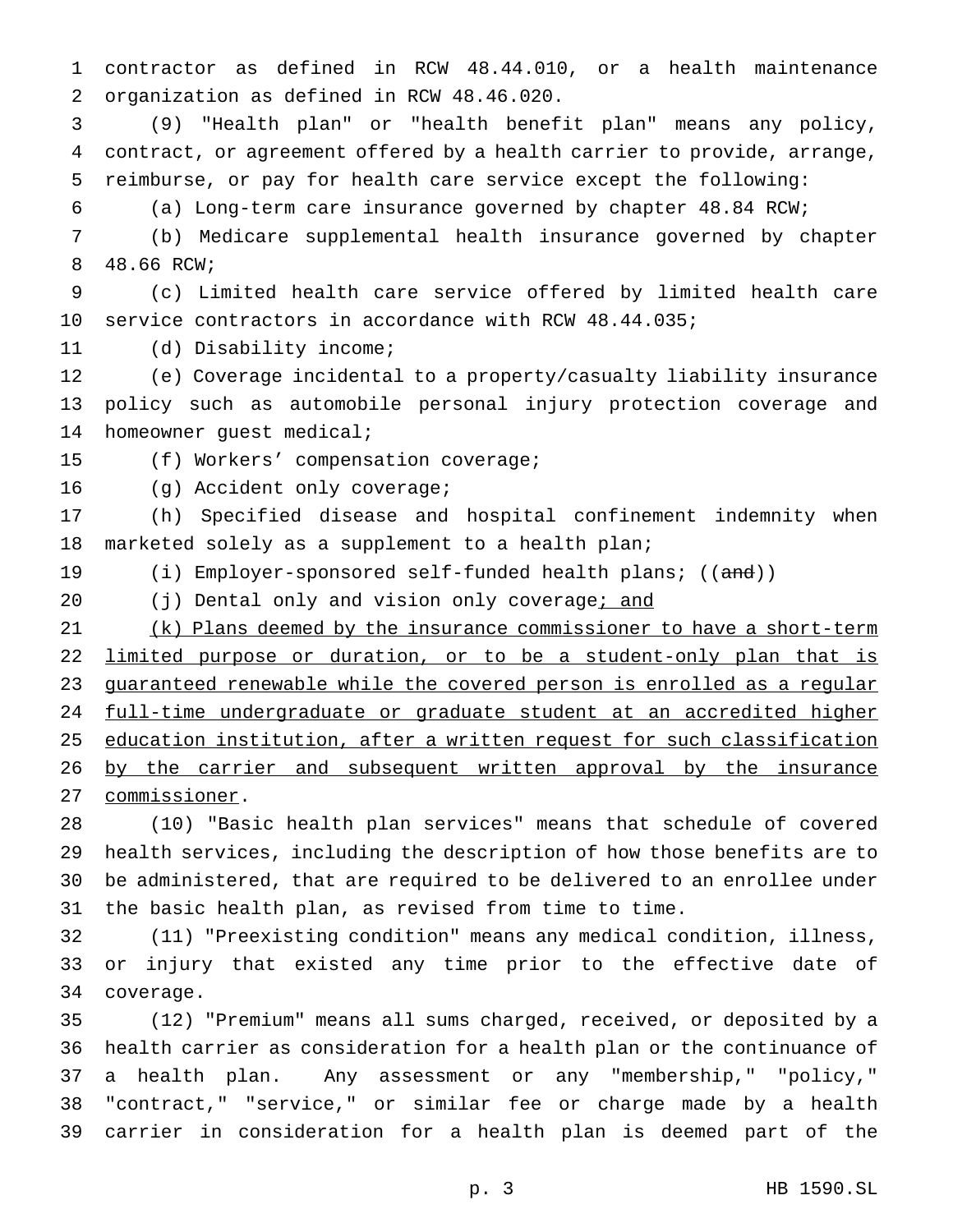contractor as defined in RCW 48.44.010, or a health maintenance organization as defined in RCW 48.46.020.

(9) "Health plan" or "health benefit plan" means any policy, contract, or agreement offered by a health carrier to provide, arrange, reimburse, or pay for health care service except the following:

(a) Long-term care insurance governed by chapter 48.84 RCW;

(b) Medicare supplemental health insurance governed by chapter 48.66 RCW;

(c) Limited health care service offered by limited health care service contractors in accordance with RCW 48.44.035;

(d) Disability income;

(e) Coverage incidental to a property/casualty liability insurance policy such as automobile personal injury protection coverage and homeowner guest medical;

(f) Workers' compensation coverage;

(g) Accident only coverage;

(h) Specified disease and hospital confinement indemnity when marketed solely as a supplement to a health plan;

(i) Employer-sponsored self-funded health plans; ((~~and~~))

(j) Dental only and vision only coverage<u>; and</u>

<u>(k) Plans deemed by the insurance commissioner to have a short-term limited purpose or duration, or to be a student-only plan that is guaranteed renewable while the covered person is enrolled as a regular full-time undergraduate or graduate student at an accredited higher education institution, after a written request for such classification by the carrier and subsequent written approval by the insurance commissioner</u>.

(10) "Basic health plan services" means that schedule of covered health services, including the description of how those benefits are to be administered, that are required to be delivered to an enrollee under the basic health plan, as revised from time to time.

(11) "Preexisting condition" means any medical condition, illness, or injury that existed any time prior to the effective date of coverage.

(12) "Premium" means all sums charged, received, or deposited by a health carrier as consideration for a health plan or the continuance of a health plan. Any assessment or any "membership," "policy," "contract," "service," or similar fee or charge made by a health carrier in consideration for a health plan is deemed part of the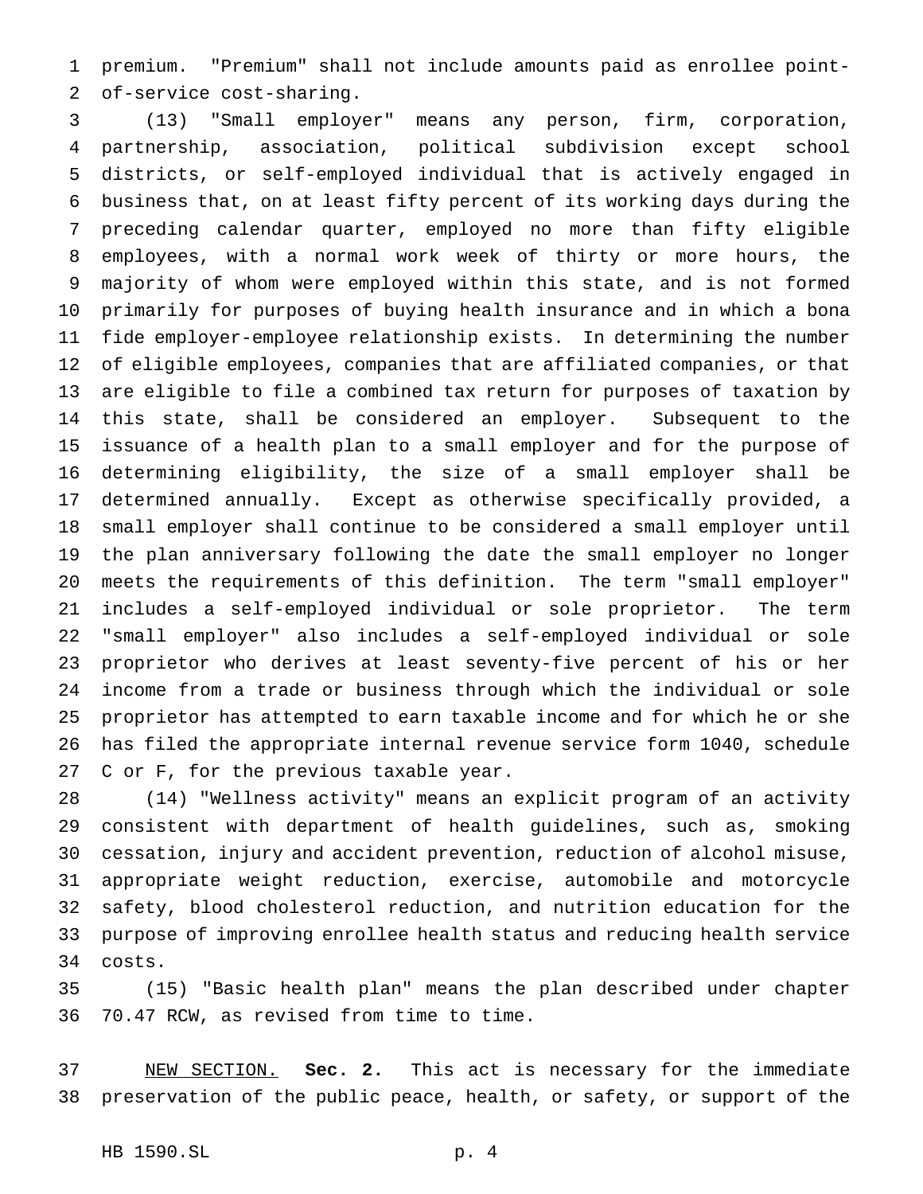premium. "Premium" shall not include amounts paid as enrollee point-of-service cost-sharing.

(13) "Small employer" means any person, firm, corporation, partnership, association, political subdivision except school districts, or self-employed individual that is actively engaged in business that, on at least fifty percent of its working days during the preceding calendar quarter, employed no more than fifty eligible employees, with a normal work week of thirty or more hours, the majority of whom were employed within this state, and is not formed primarily for purposes of buying health insurance and in which a bona fide employer-employee relationship exists. In determining the number of eligible employees, companies that are affiliated companies, or that are eligible to file a combined tax return for purposes of taxation by this state, shall be considered an employer. Subsequent to the issuance of a health plan to a small employer and for the purpose of determining eligibility, the size of a small employer shall be determined annually. Except as otherwise specifically provided, a small employer shall continue to be considered a small employer until the plan anniversary following the date the small employer no longer meets the requirements of this definition. The term "small employer" includes a self-employed individual or sole proprietor. The term "small employer" also includes a self-employed individual or sole proprietor who derives at least seventy-five percent of his or her income from a trade or business through which the individual or sole proprietor has attempted to earn taxable income and for which he or she has filed the appropriate internal revenue service form 1040, schedule C or F, for the previous taxable year.

(14) "Wellness activity" means an explicit program of an activity consistent with department of health guidelines, such as, smoking cessation, injury and accident prevention, reduction of alcohol misuse, appropriate weight reduction, exercise, automobile and motorcycle safety, blood cholesterol reduction, and nutrition education for the purpose of improving enrollee health status and reducing health service costs.

(15) "Basic health plan" means the plan described under chapter 70.47 RCW, as revised from time to time.

NEW SECTION. **Sec. 2.** This act is necessary for the immediate preservation of the public peace, health, or safety, or support of the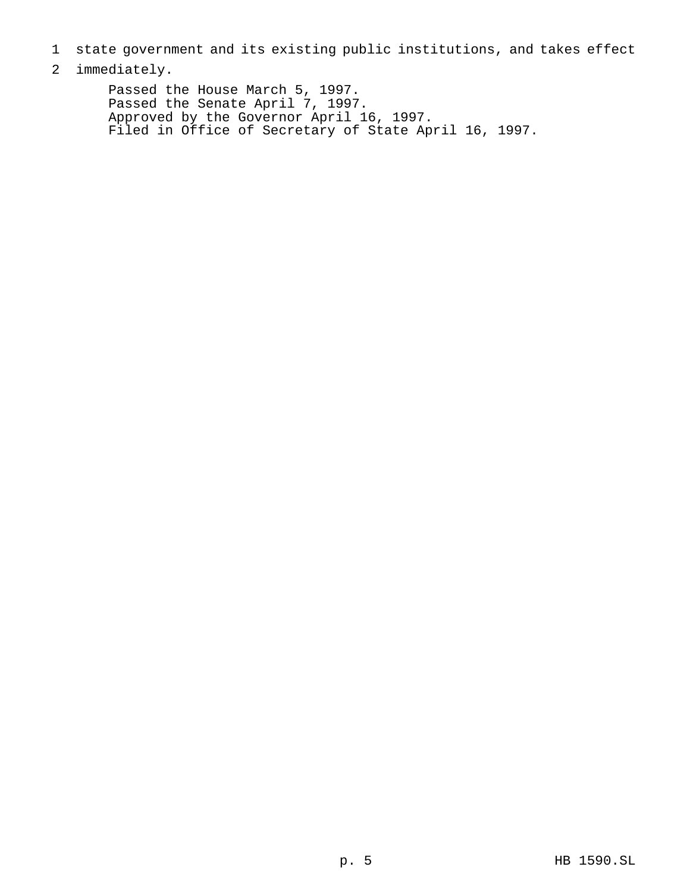state government and its existing public institutions, and takes effect immediately.

Passed the House March 5, 1997.
Passed the Senate April 7, 1997.
Approved by the Governor April 16, 1997.
Filed in Office of Secretary of State April 16, 1997.